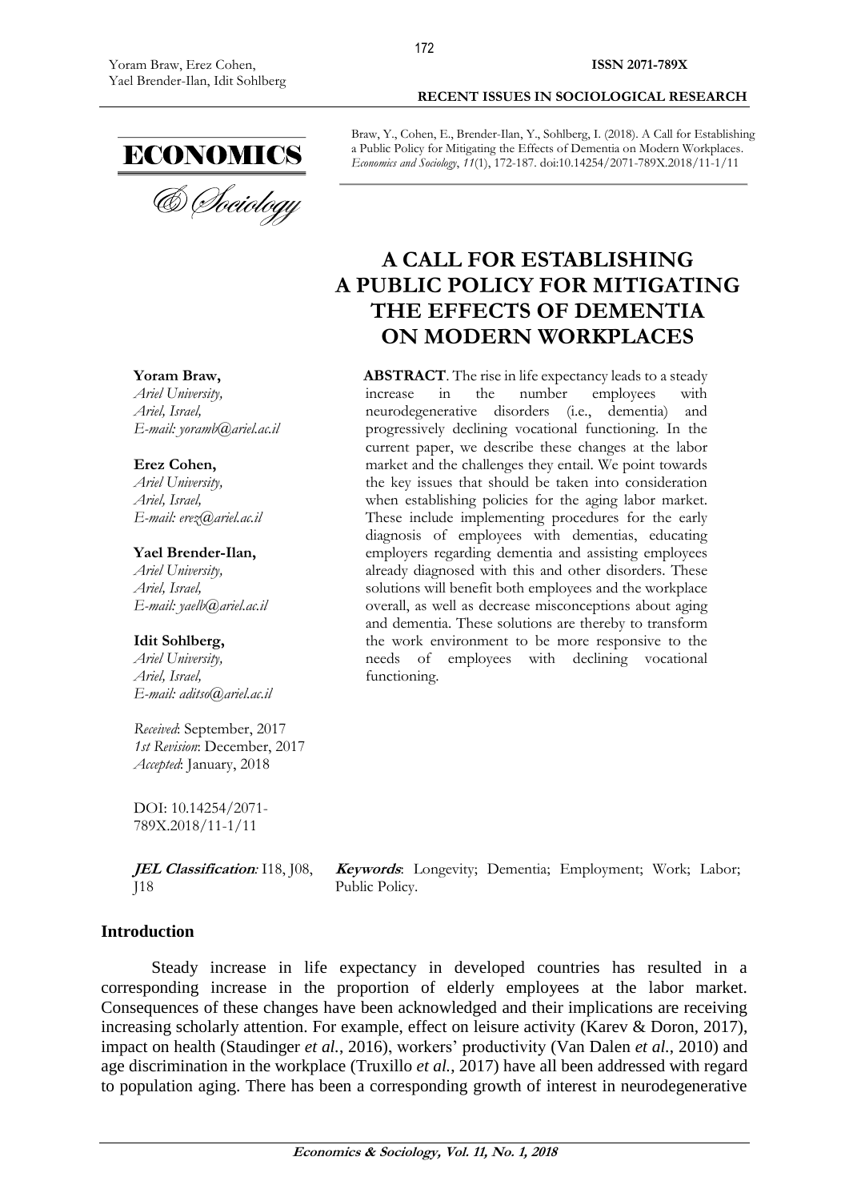Braw, Y., Cohen, E., Brender-Ilan, Y., Sohlberg, I. (2018). A Call for Establishing a Public Policy for Mitigating the Effects of Dementia on Modern Workplaces. *Economics and Sociology*, *11*(1), 172-187. doi:10.14254/2071-789X.2018/11-1/11

# A CALL FOR ESTABLISHING A PUBLIC POLICY FOR MITIGATING THE EFFECTS OF DEMENTIA ON MODERN WORKPLACES

**Yoram Braw,**
*Ariel University,*
*Ariel, Israel,*
*E-mail: yoramb@ariel.ac.il*

**Erez Cohen,**
*Ariel University,*
*Ariel, Israel,*
*E-mail: erez@ariel.ac.il*

**Yael Brender-Ilan,**
*Ariel University,*
*Ariel, Israel,*
*E-mail: yaelb@ariel.ac.il*

**Idit Sohlberg,**
*Ariel University,*
*Ariel, Israel,*
*E-mail: aditso@ariel.ac.il*

*Received*: September, 2017
*1st Revision*: December, 2017
*Accepted*: January, 2018

DOI: 10.14254/2071-789X.2018/11-1/11

**ABSTRACT**. The rise in life expectancy leads to a steady increase in the number employees with neurodegenerative disorders (i.e., dementia) and progressively declining vocational functioning. In the current paper, we describe these changes at the labor market and the challenges they entail. We point towards the key issues that should be taken into consideration when establishing policies for the aging labor market. These include implementing procedures for the early diagnosis of employees with dementias, educating employers regarding dementia and assisting employees already diagnosed with this and other disorders. These solutions will benefit both employees and the workplace overall, as well as decrease misconceptions about aging and dementia. These solutions are thereby to transform the work environment to be more responsive to the needs of employees with declining vocational functioning.

***JEL Classification**:* I18, J08, J18

***Keywords***: Longevity; Dementia; Employment; Work; Labor; Public Policy.

## Introduction

Steady increase in life expectancy in developed countries has resulted in a corresponding increase in the proportion of elderly employees at the labor market. Consequences of these changes have been acknowledged and their implications are receiving increasing scholarly attention. For example, effect on leisure activity (Karev & Doron, 2017), impact on health (Staudinger *et al.*, 2016), workers' productivity (Van Dalen *et al.*, 2010) and age discrimination in the workplace (Truxillo *et al.*, 2017) have all been addressed with regard to population aging. There has been a corresponding growth of interest in neurodegenerative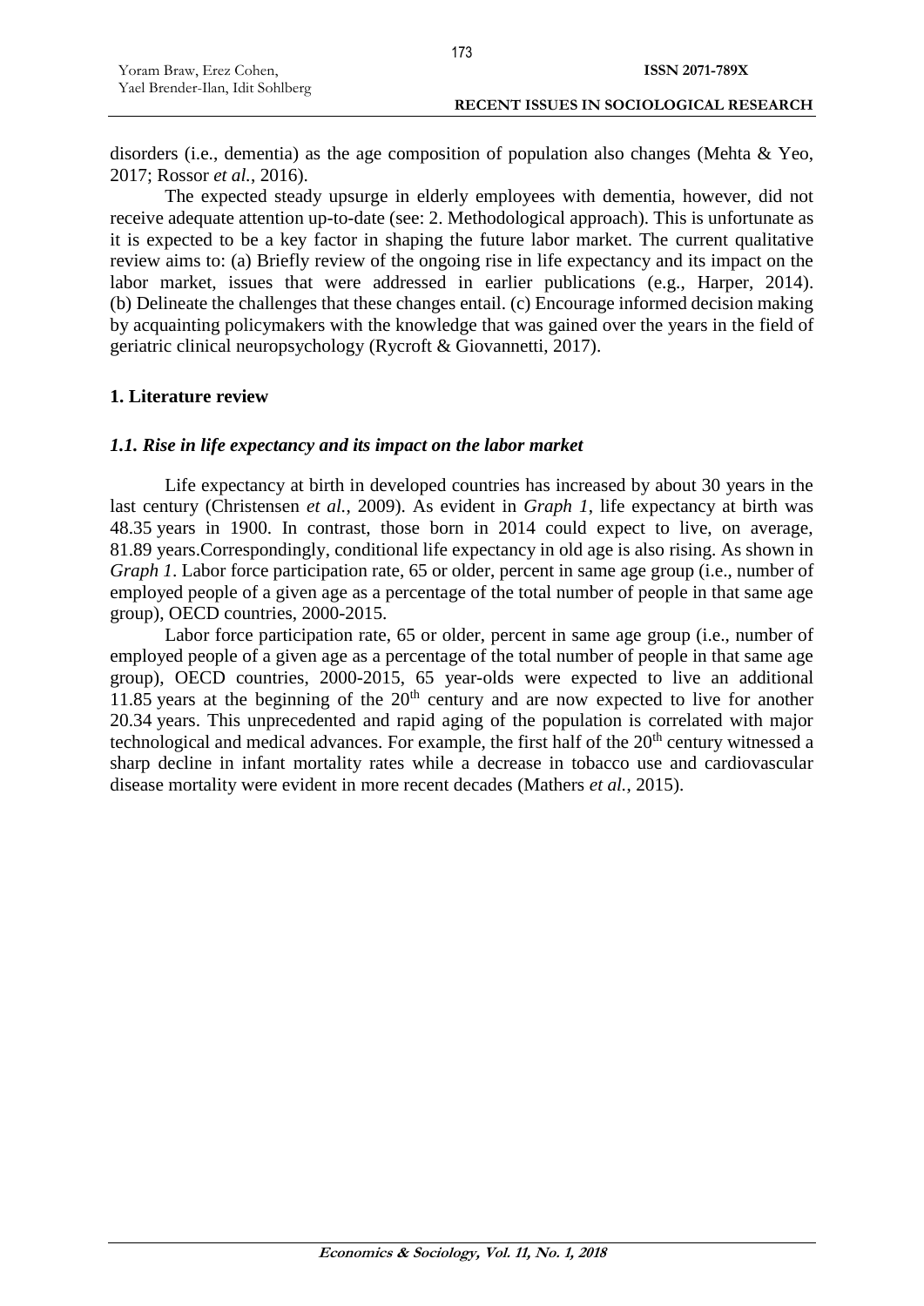disorders (i.e., dementia) as the age composition of population also changes (Mehta & Yeo, 2017; Rossor *et al.*, 2016).

The expected steady upsurge in elderly employees with dementia, however, did not receive adequate attention up-to-date (see: 2. Methodological approach). This is unfortunate as it is expected to be a key factor in shaping the future labor market. The current qualitative review aims to: (a) Briefly review of the ongoing rise in life expectancy and its impact on the labor market, issues that were addressed in earlier publications (e.g., Harper, 2014). (b) Delineate the challenges that these changes entail. (c) Encourage informed decision making by acquainting policymakers with the knowledge that was gained over the years in the field of geriatric clinical neuropsychology (Rycroft & Giovannetti, 2017).

## 1. Literature review

### *1.1. Rise in life expectancy and its impact on the labor market*

Life expectancy at birth in developed countries has increased by about 30 years in the last century (Christensen *et al.*, 2009). As evident in *Graph 1*, life expectancy at birth was 48.35 years in 1900. In contrast, those born in 2014 could expect to live, on average, 81.89 years.Correspondingly, conditional life expectancy in old age is also rising. As shown in *Graph 1*. Labor force participation rate, 65 or older, percent in same age group (i.e., number of employed people of a given age as a percentage of the total number of people in that same age group), OECD countries, 2000-2015.

Labor force participation rate, 65 or older, percent in same age group (i.e., number of employed people of a given age as a percentage of the total number of people in that same age group), OECD countries, 2000-2015, 65 year-olds were expected to live an additional 11.85 years at the beginning of the 20th century and are now expected to live for another 20.34 years. This unprecedented and rapid aging of the population is correlated with major technological and medical advances. For example, the first half of the 20th century witnessed a sharp decline in infant mortality rates while a decrease in tobacco use and cardiovascular disease mortality were evident in more recent decades (Mathers *et al.*, 2015).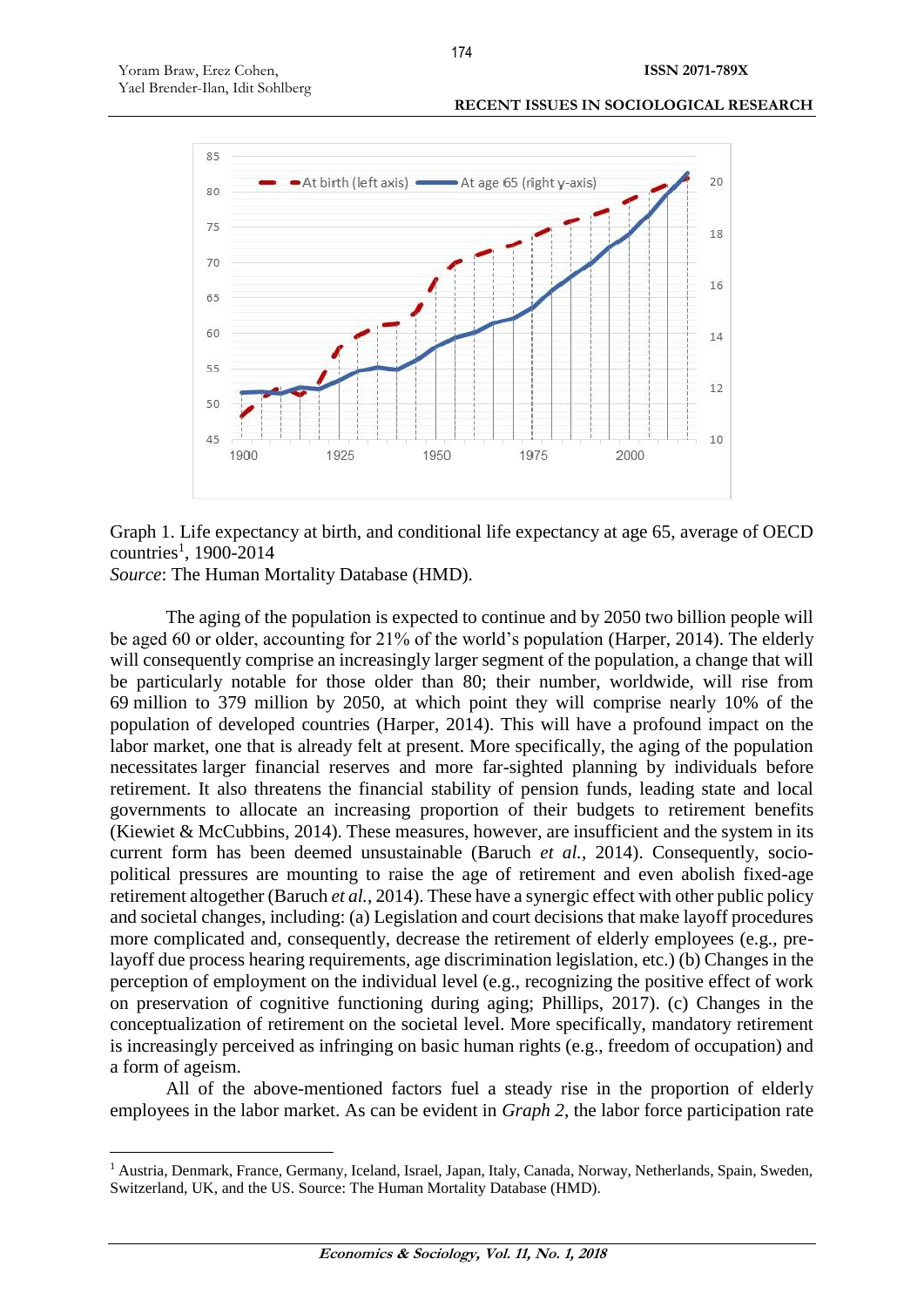Graph 1. Life expectancy at birth, and conditional life expectancy at age 65, average of OECD countries[1], 1900-2014

*Source*: The Human Mortality Database (HMD).

The aging of the population is expected to continue and by 2050 two billion people will be aged 60 or older, accounting for 21% of the world's population (Harper, 2014). The elderly will consequently comprise an increasingly larger segment of the population, a change that will be particularly notable for those older than 80; their number, worldwide, will rise from 69 million to 379 million by 2050, at which point they will comprise nearly 10% of the population of developed countries (Harper, 2014). This will have a profound impact on the labor market, one that is already felt at present. More specifically, the aging of the population necessitates larger financial reserves and more far-sighted planning by individuals before retirement. It also threatens the financial stability of pension funds, leading state and local governments to allocate an increasing proportion of their budgets to retirement benefits (Kiewiet & McCubbins, 2014). These measures, however, are insufficient and the system in its current form has been deemed unsustainable (Baruch *et al.*, 2014). Consequently, socio-political pressures are mounting to raise the age of retirement and even abolish fixed-age retirement altogether (Baruch *et al.*, 2014). These have a synergic effect with other public policy and societal changes, including: (a) Legislation and court decisions that make layoff procedures more complicated and, consequently, decrease the retirement of elderly employees (e.g., pre-layoff due process hearing requirements, age discrimination legislation, etc.) (b) Changes in the perception of employment on the individual level (e.g., recognizing the positive effect of work on preservation of cognitive functioning during aging; Phillips, 2017). (c) Changes in the conceptualization of retirement on the societal level. More specifically, mandatory retirement is increasingly perceived as infringing on basic human rights (e.g., freedom of occupation) and a form of ageism.

All of the above-mentioned factors fuel a steady rise in the proportion of elderly employees in the labor market. As can be evident in *Graph 2*, the labor force participation rate

[1] Austria, Denmark, France, Germany, Iceland, Israel, Japan, Italy, Canada, Norway, Netherlands, Spain, Sweden, Switzerland, UK, and the US. Source: The Human Mortality Database (HMD).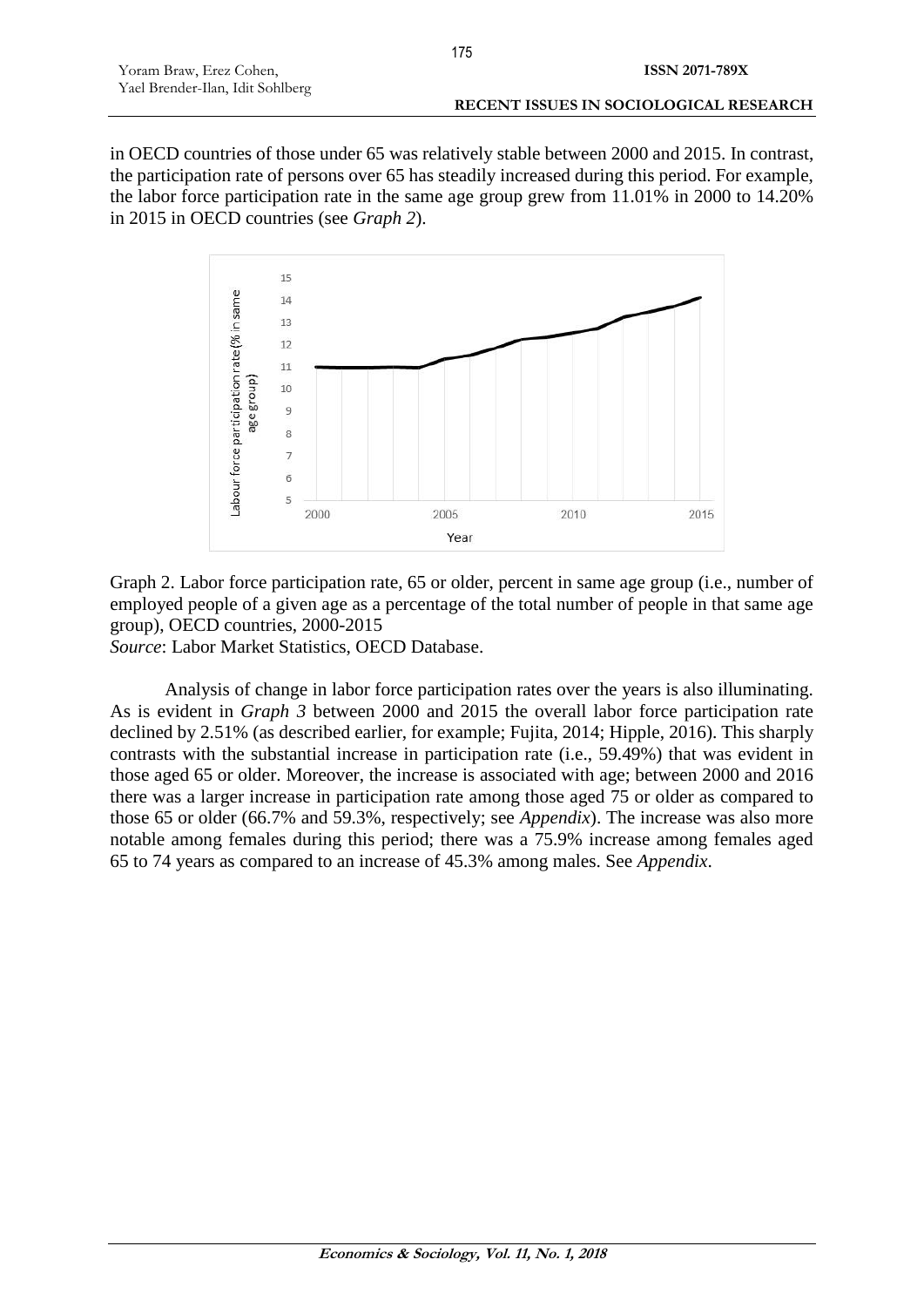in OECD countries of those under 65 was relatively stable between 2000 and 2015. In contrast, the participation rate of persons over 65 has steadily increased during this period. For example, the labor force participation rate in the same age group grew from 11.01% in 2000 to 14.20% in 2015 in OECD countries (see *Graph 2*).

Graph 2. Labor force participation rate, 65 or older, percent in same age group (i.e., number of employed people of a given age as a percentage of the total number of people in that same age group), OECD countries, 2000-2015

*Source*: Labor Market Statistics, OECD Database.

Analysis of change in labor force participation rates over the years is also illuminating. As is evident in *Graph 3* between 2000 and 2015 the overall labor force participation rate declined by 2.51% (as described earlier, for example; Fujita, 2014; Hipple, 2016). This sharply contrasts with the substantial increase in participation rate (i.e., 59.49%) that was evident in those aged 65 or older. Moreover, the increase is associated with age; between 2000 and 2016 there was a larger increase in participation rate among those aged 75 or older as compared to those 65 or older (66.7% and 59.3%, respectively; see *Appendix*). The increase was also more notable among females during this period; there was a 75.9% increase among females aged 65 to 74 years as compared to an increase of 45.3% among males. See *Appendix*.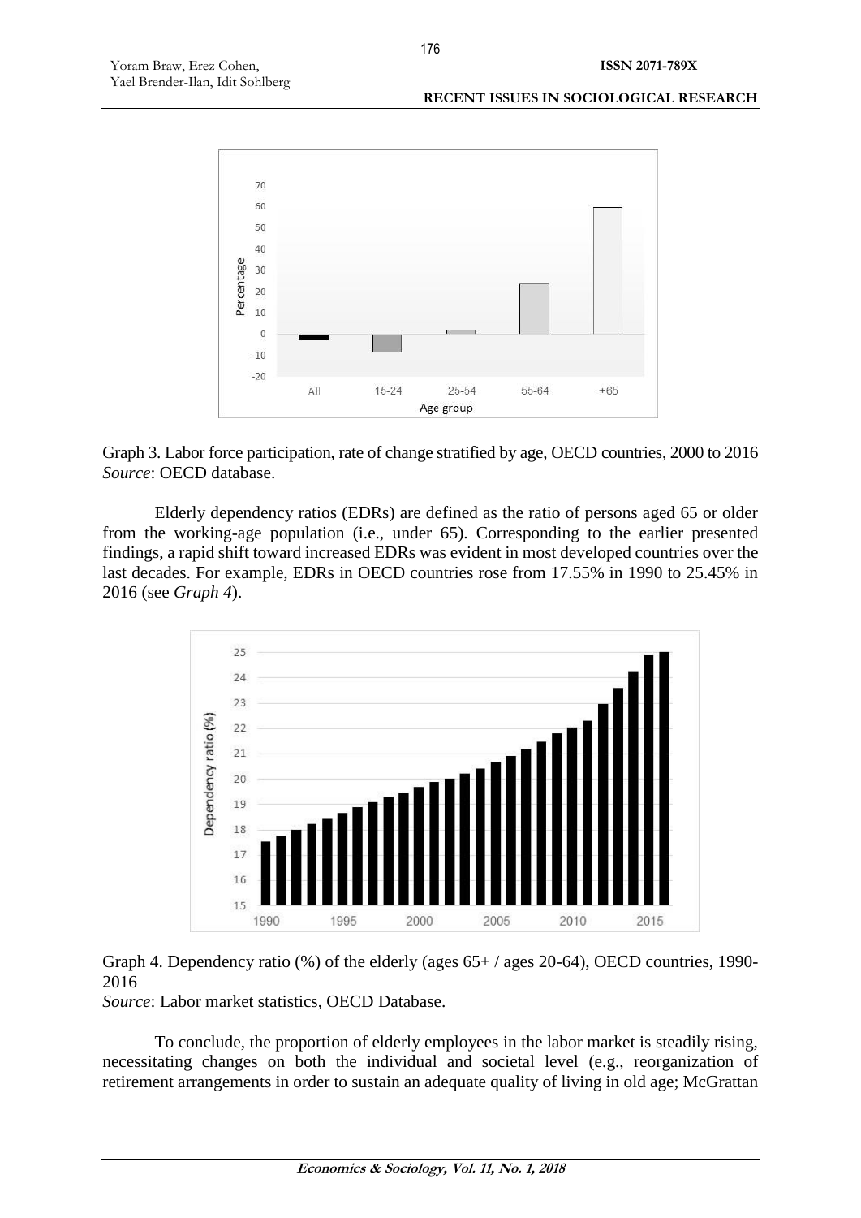Graph 3. Labor force participation, rate of change stratified by age, OECD countries, 2000 to 2016
*Source*: OECD database.

Elderly dependency ratios (EDRs) are defined as the ratio of persons aged 65 or older from the working-age population (i.e., under 65). Corresponding to the earlier presented findings, a rapid shift toward increased EDRs was evident in most developed countries over the last decades. For example, EDRs in OECD countries rose from 17.55% in 1990 to 25.45% in 2016 (see *Graph 4*).

Graph 4. Dependency ratio (%) of the elderly (ages 65+ / ages 20-64), OECD countries, 1990-2016
*Source*: Labor market statistics, OECD Database.

To conclude, the proportion of elderly employees in the labor market is steadily rising, necessitating changes on both the individual and societal level (e.g., reorganization of retirement arrangements in order to sustain an adequate quality of living in old age; McGrattan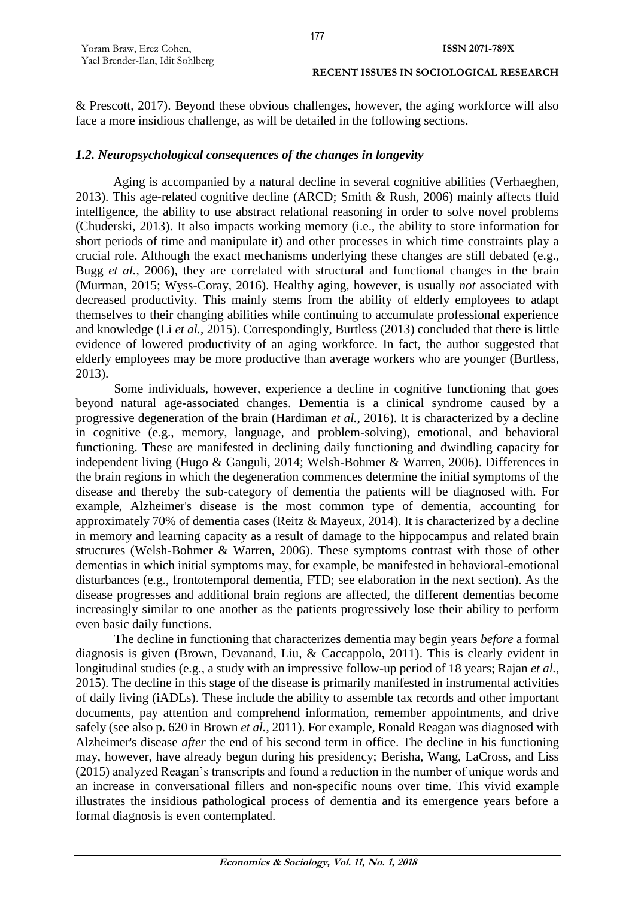& Prescott, 2017). Beyond these obvious challenges, however, the aging workforce will also face a more insidious challenge, as will be detailed in the following sections.

### *1.2. Neuropsychological consequences of the changes in longevity*

Aging is accompanied by a natural decline in several cognitive abilities (Verhaeghen, 2013). This age-related cognitive decline (ARCD; Smith & Rush, 2006) mainly affects fluid intelligence, the ability to use abstract relational reasoning in order to solve novel problems (Chuderski, 2013). It also impacts working memory (i.e., the ability to store information for short periods of time and manipulate it) and other processes in which time constraints play a crucial role. Although the exact mechanisms underlying these changes are still debated (e.g., Bugg *et al.*, 2006), they are correlated with structural and functional changes in the brain (Murman, 2015; Wyss-Coray, 2016). Healthy aging, however, is usually *not* associated with decreased productivity. This mainly stems from the ability of elderly employees to adapt themselves to their changing abilities while continuing to accumulate professional experience and knowledge (Li *et al.*, 2015). Correspondingly, Burtless (2013) concluded that there is little evidence of lowered productivity of an aging workforce. In fact, the author suggested that elderly employees may be more productive than average workers who are younger (Burtless, 2013).

Some individuals, however, experience a decline in cognitive functioning that goes beyond natural age-associated changes. Dementia is a clinical syndrome caused by a progressive degeneration of the brain (Hardiman *et al.*, 2016). It is characterized by a decline in cognitive (e.g., memory, language, and problem-solving), emotional, and behavioral functioning. These are manifested in declining daily functioning and dwindling capacity for independent living (Hugo & Ganguli, 2014; Welsh-Bohmer & Warren, 2006). Differences in the brain regions in which the degeneration commences determine the initial symptoms of the disease and thereby the sub-category of dementia the patients will be diagnosed with. For example, Alzheimer's disease is the most common type of dementia, accounting for approximately 70% of dementia cases (Reitz & Mayeux, 2014). It is characterized by a decline in memory and learning capacity as a result of damage to the hippocampus and related brain structures (Welsh-Bohmer & Warren, 2006). These symptoms contrast with those of other dementias in which initial symptoms may, for example, be manifested in behavioral-emotional disturbances (e.g., frontotemporal dementia, FTD; see elaboration in the next section). As the disease progresses and additional brain regions are affected, the different dementias become increasingly similar to one another as the patients progressively lose their ability to perform even basic daily functions.

The decline in functioning that characterizes dementia may begin years *before* a formal diagnosis is given (Brown, Devanand, Liu, & Caccappolo, 2011). This is clearly evident in longitudinal studies (e.g., a study with an impressive follow-up period of 18 years; Rajan *et al.*, 2015). The decline in this stage of the disease is primarily manifested in instrumental activities of daily living (iADLs). These include the ability to assemble tax records and other important documents, pay attention and comprehend information, remember appointments, and drive safely (see also p. 620 in Brown *et al.*, 2011). For example, Ronald Reagan was diagnosed with Alzheimer's disease *after* the end of his second term in office. The decline in his functioning may, however, have already begun during his presidency; Berisha, Wang, LaCross, and Liss (2015) analyzed Reagan's transcripts and found a reduction in the number of unique words and an increase in conversational fillers and non-specific nouns over time. This vivid example illustrates the insidious pathological process of dementia and its emergence years before a formal diagnosis is even contemplated.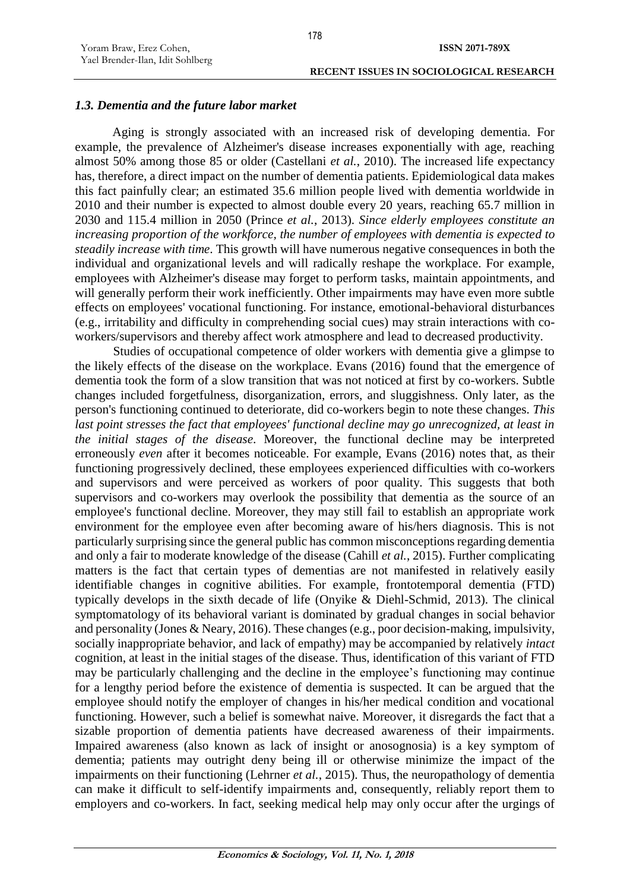### *1.3. Dementia and the future labor market*

Aging is strongly associated with an increased risk of developing dementia. For example, the prevalence of Alzheimer's disease increases exponentially with age, reaching almost 50% among those 85 or older (Castellani *et al.*, 2010). The increased life expectancy has, therefore, a direct impact on the number of dementia patients. Epidemiological data makes this fact painfully clear; an estimated 35.6 million people lived with dementia worldwide in 2010 and their number is expected to almost double every 20 years, reaching 65.7 million in 2030 and 115.4 million in 2050 (Prince *et al.*, 2013). *Since elderly employees constitute an increasing proportion of the workforce, the number of employees with dementia is expected to steadily increase with time*. This growth will have numerous negative consequences in both the individual and organizational levels and will radically reshape the workplace. For example, employees with Alzheimer's disease may forget to perform tasks, maintain appointments, and will generally perform their work inefficiently. Other impairments may have even more subtle effects on employees' vocational functioning. For instance, emotional-behavioral disturbances (e.g., irritability and difficulty in comprehending social cues) may strain interactions with co-workers/supervisors and thereby affect work atmosphere and lead to decreased productivity.

Studies of occupational competence of older workers with dementia give a glimpse to the likely effects of the disease on the workplace. Evans (2016) found that the emergence of dementia took the form of a slow transition that was not noticed at first by co-workers. Subtle changes included forgetfulness, disorganization, errors, and sluggishness. Only later, as the person's functioning continued to deteriorate, did co-workers begin to note these changes. *This last point stresses the fact that employees' functional decline may go unrecognized, at least in the initial stages of the disease*. Moreover, the functional decline may be interpreted erroneously *even* after it becomes noticeable. For example, Evans (2016) notes that, as their functioning progressively declined, these employees experienced difficulties with co-workers and supervisors and were perceived as workers of poor quality. This suggests that both supervisors and co-workers may overlook the possibility that dementia as the source of an employee's functional decline. Moreover, they may still fail to establish an appropriate work environment for the employee even after becoming aware of his/hers diagnosis. This is not particularly surprising since the general public has common misconceptions regarding dementia and only a fair to moderate knowledge of the disease (Cahill *et al.*, 2015). Further complicating matters is the fact that certain types of dementias are not manifested in relatively easily identifiable changes in cognitive abilities. For example, frontotemporal dementia (FTD) typically develops in the sixth decade of life (Onyike & Diehl-Schmid, 2013). The clinical symptomatology of its behavioral variant is dominated by gradual changes in social behavior and personality (Jones & Neary, 2016). These changes (e.g., poor decision-making, impulsivity, socially inappropriate behavior, and lack of empathy) may be accompanied by relatively *intact* cognition, at least in the initial stages of the disease. Thus, identification of this variant of FTD may be particularly challenging and the decline in the employee's functioning may continue for a lengthy period before the existence of dementia is suspected. It can be argued that the employee should notify the employer of changes in his/her medical condition and vocational functioning. However, such a belief is somewhat naive. Moreover, it disregards the fact that a sizable proportion of dementia patients have decreased awareness of their impairments. Impaired awareness (also known as lack of insight or anosognosia) is a key symptom of dementia; patients may outright deny being ill or otherwise minimize the impact of the impairments on their functioning (Lehrner *et al.*, 2015). Thus, the neuropathology of dementia can make it difficult to self-identify impairments and, consequently, reliably report them to employers and co-workers. In fact, seeking medical help may only occur after the urgings of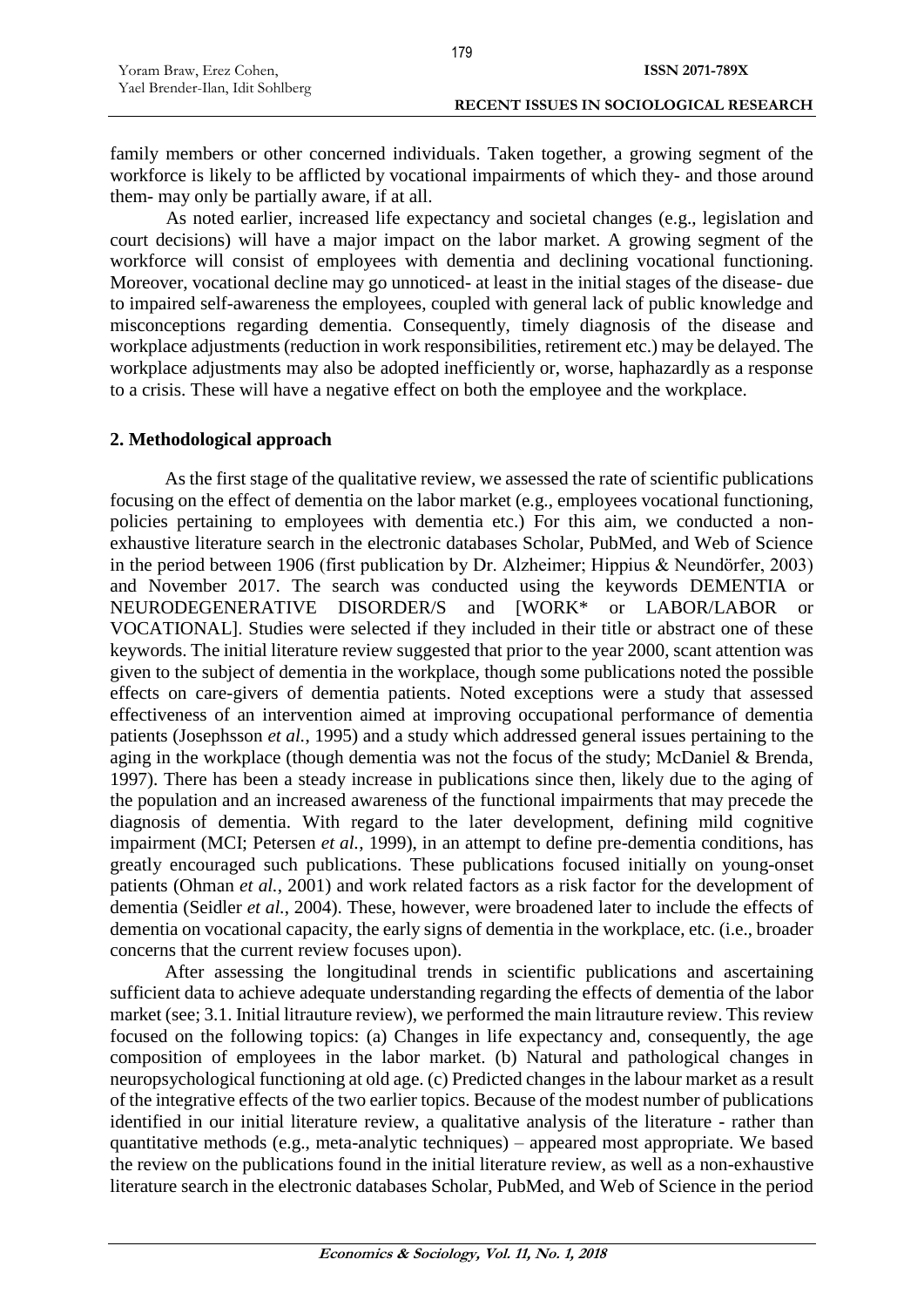family members or other concerned individuals. Taken together, a growing segment of the workforce is likely to be afflicted by vocational impairments of which they- and those around them- may only be partially aware, if at all.

As noted earlier, increased life expectancy and societal changes (e.g., legislation and court decisions) will have a major impact on the labor market. A growing segment of the workforce will consist of employees with dementia and declining vocational functioning. Moreover, vocational decline may go unnoticed- at least in the initial stages of the disease- due to impaired self-awareness the employees, coupled with general lack of public knowledge and misconceptions regarding dementia. Consequently, timely diagnosis of the disease and workplace adjustments (reduction in work responsibilities, retirement etc.) may be delayed. The workplace adjustments may also be adopted inefficiently or, worse, haphazardly as a response to a crisis. These will have a negative effect on both the employee and the workplace.

## 2. Methodological approach

As the first stage of the qualitative review, we assessed the rate of scientific publications focusing on the effect of dementia on the labor market (e.g., employees vocational functioning, policies pertaining to employees with dementia etc.) For this aim, we conducted a non-exhaustive literature search in the electronic databases Scholar, PubMed, and Web of Science in the period between 1906 (first publication by Dr. Alzheimer; Hippius & Neundörfer, 2003) and November 2017. The search was conducted using the keywords DEMENTIA or NEURODEGENERATIVE DISORDER/S and [WORK* or LABOR/LABOR or VOCATIONAL]. Studies were selected if they included in their title or abstract one of these keywords. The initial literature review suggested that prior to the year 2000, scant attention was given to the subject of dementia in the workplace, though some publications noted the possible effects on care-givers of dementia patients. Noted exceptions were a study that assessed effectiveness of an intervention aimed at improving occupational performance of dementia patients (Josephsson *et al.*, 1995) and a study which addressed general issues pertaining to the aging in the workplace (though dementia was not the focus of the study; McDaniel & Brenda, 1997). There has been a steady increase in publications since then, likely due to the aging of the population and an increased awareness of the functional impairments that may precede the diagnosis of dementia. With regard to the later development, defining mild cognitive impairment (MCI; Petersen *et al.*, 1999), in an attempt to define pre-dementia conditions, has greatly encouraged such publications. These publications focused initially on young-onset patients (Ohman *et al.*, 2001) and work related factors as a risk factor for the development of dementia (Seidler *et al.*, 2004). These, however, were broadened later to include the effects of dementia on vocational capacity, the early signs of dementia in the workplace, etc. (i.e., broader concerns that the current review focuses upon).

After assessing the longitudinal trends in scientific publications and ascertaining sufficient data to achieve adequate understanding regarding the effects of dementia of the labor market (see; 3.1. Initial litrauture review), we performed the main litrauture review. This review focused on the following topics: (a) Changes in life expectancy and, consequently, the age composition of employees in the labor market. (b) Natural and pathological changes in neuropsychological functioning at old age. (c) Predicted changes in the labour market as a result of the integrative effects of the two earlier topics. Because of the modest number of publications identified in our initial literature review, a qualitative analysis of the literature - rather than quantitative methods (e.g., meta-analytic techniques) – appeared most appropriate. We based the review on the publications found in the initial literature review, as well as a non-exhaustive literature search in the electronic databases Scholar, PubMed, and Web of Science in the period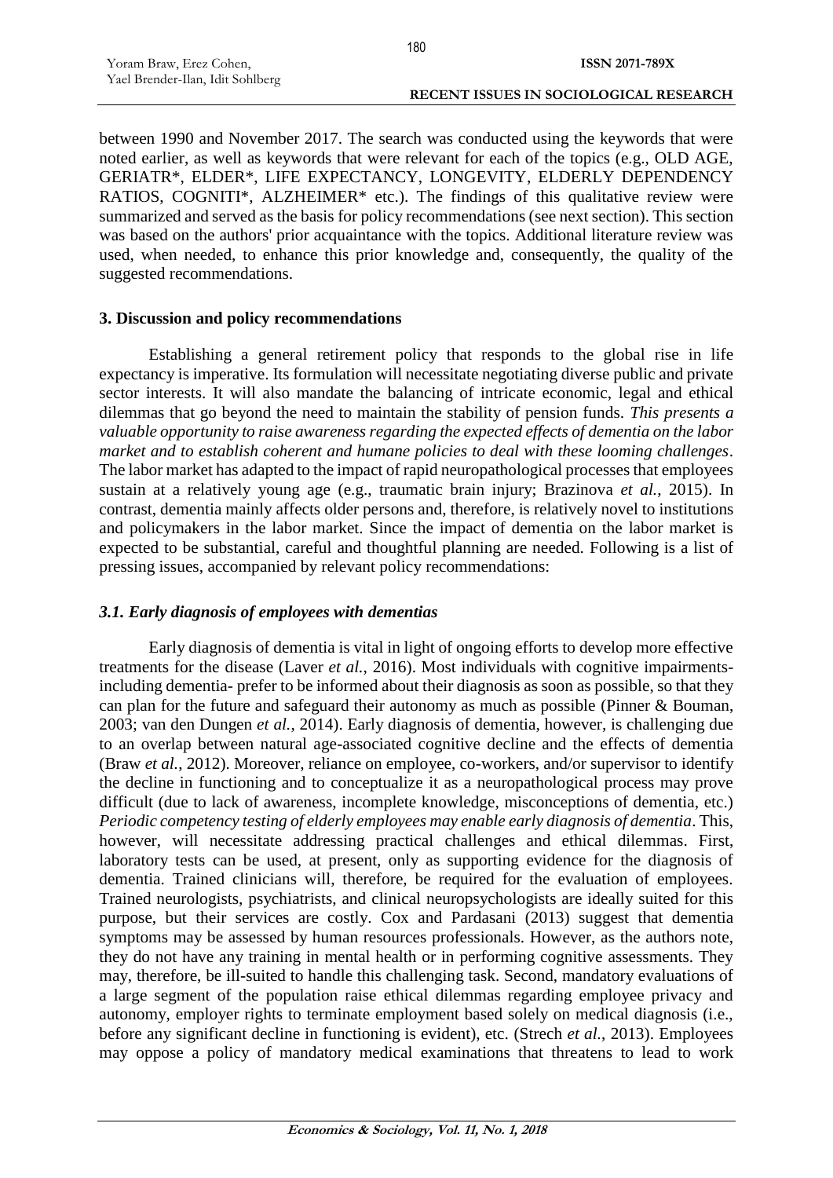between 1990 and November 2017. The search was conducted using the keywords that were noted earlier, as well as keywords that were relevant for each of the topics (e.g., OLD AGE, GERIATR*, ELDER*, LIFE EXPECTANCY, LONGEVITY, ELDERLY DEPENDENCY RATIOS, COGNITI*, ALZHEIMER* etc.). The findings of this qualitative review were summarized and served as the basis for policy recommendations (see next section). This section was based on the authors' prior acquaintance with the topics. Additional literature review was used, when needed, to enhance this prior knowledge and, consequently, the quality of the suggested recommendations.

## 3. Discussion and policy recommendations

Establishing a general retirement policy that responds to the global rise in life expectancy is imperative. Its formulation will necessitate negotiating diverse public and private sector interests. It will also mandate the balancing of intricate economic, legal and ethical dilemmas that go beyond the need to maintain the stability of pension funds. *This presents a valuable opportunity to raise awareness regarding the expected effects of dementia on the labor market and to establish coherent and humane policies to deal with these looming challenges*. The labor market has adapted to the impact of rapid neuropathological processes that employees sustain at a relatively young age (e.g., traumatic brain injury; Brazinova *et al.*, 2015). In contrast, dementia mainly affects older persons and, therefore, is relatively novel to institutions and policymakers in the labor market. Since the impact of dementia on the labor market is expected to be substantial, careful and thoughtful planning are needed. Following is a list of pressing issues, accompanied by relevant policy recommendations:

### *3.1. Early diagnosis of employees with dementias*

Early diagnosis of dementia is vital in light of ongoing efforts to develop more effective treatments for the disease (Laver *et al.*, 2016). Most individuals with cognitive impairments- including dementia- prefer to be informed about their diagnosis as soon as possible, so that they can plan for the future and safeguard their autonomy as much as possible (Pinner & Bouman, 2003; van den Dungen *et al.*, 2014). Early diagnosis of dementia, however, is challenging due to an overlap between natural age-associated cognitive decline and the effects of dementia (Braw *et al.*, 2012). Moreover, reliance on employee, co-workers, and/or supervisor to identify the decline in functioning and to conceptualize it as a neuropathological process may prove difficult (due to lack of awareness, incomplete knowledge, misconceptions of dementia, etc.) *Periodic competency testing of elderly employees may enable early diagnosis of dementia*. This, however, will necessitate addressing practical challenges and ethical dilemmas. First, laboratory tests can be used, at present, only as supporting evidence for the diagnosis of dementia. Trained clinicians will, therefore, be required for the evaluation of employees. Trained neurologists, psychiatrists, and clinical neuropsychologists are ideally suited for this purpose, but their services are costly. Cox and Pardasani (2013) suggest that dementia symptoms may be assessed by human resources professionals. However, as the authors note, they do not have any training in mental health or in performing cognitive assessments. They may, therefore, be ill-suited to handle this challenging task. Second, mandatory evaluations of a large segment of the population raise ethical dilemmas regarding employee privacy and autonomy, employer rights to terminate employment based solely on medical diagnosis (i.e., before any significant decline in functioning is evident), etc. (Strech *et al.*, 2013). Employees may oppose a policy of mandatory medical examinations that threatens to lead to work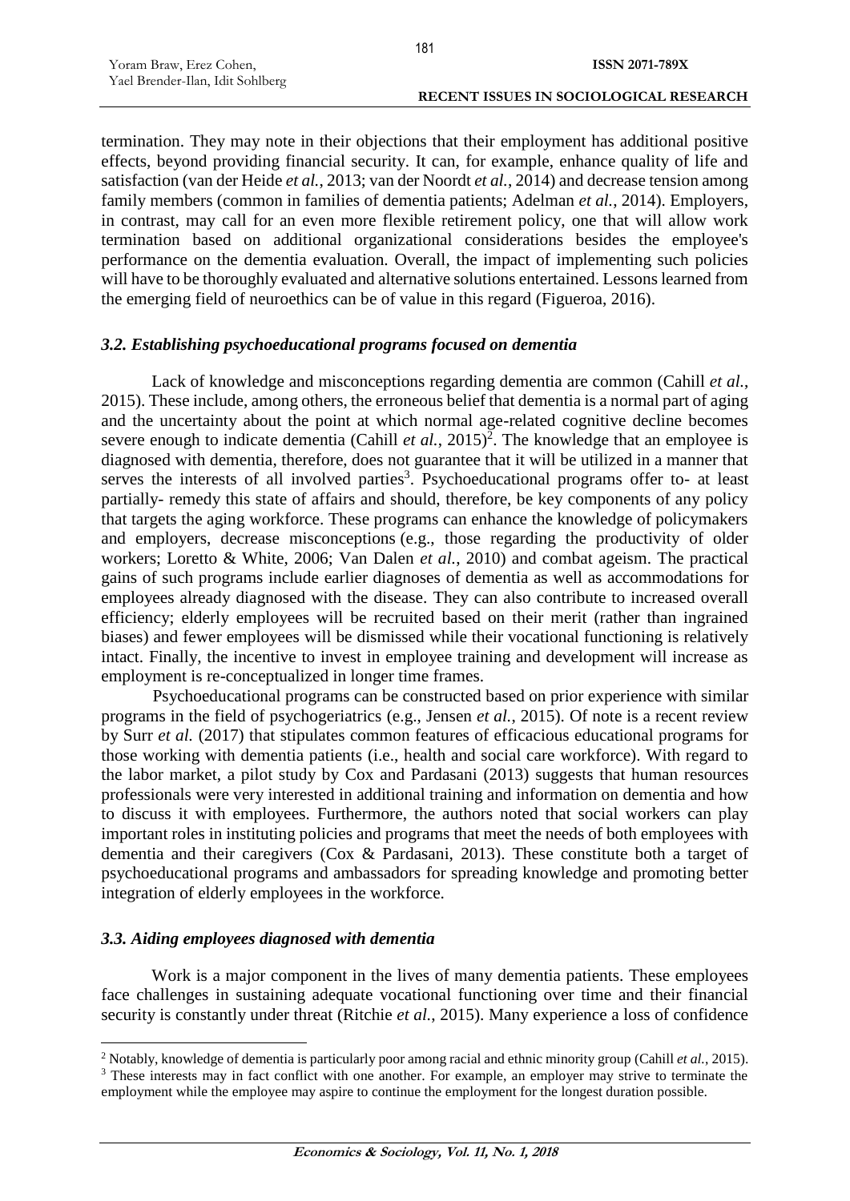termination. They may note in their objections that their employment has additional positive effects, beyond providing financial security. It can, for example, enhance quality of life and satisfaction (van der Heide *et al.*, 2013; van der Noordt *et al.*, 2014) and decrease tension among family members (common in families of dementia patients; Adelman *et al.*, 2014). Employers, in contrast, may call for an even more flexible retirement policy, one that will allow work termination based on additional organizational considerations besides the employee's performance on the dementia evaluation. Overall, the impact of implementing such policies will have to be thoroughly evaluated and alternative solutions entertained. Lessons learned from the emerging field of neuroethics can be of value in this regard (Figueroa, 2016).

### *3.2. Establishing psychoeducational programs focused on dementia*

Lack of knowledge and misconceptions regarding dementia are common (Cahill *et al.*, 2015). These include, among others, the erroneous belief that dementia is a normal part of aging and the uncertainty about the point at which normal age-related cognitive decline becomes severe enough to indicate dementia (Cahill *et al.*, 2015)[2]. The knowledge that an employee is diagnosed with dementia, therefore, does not guarantee that it will be utilized in a manner that serves the interests of all involved parties[3]. Psychoeducational programs offer to- at least partially- remedy this state of affairs and should, therefore, be key components of any policy that targets the aging workforce. These programs can enhance the knowledge of policymakers and employers, decrease misconceptions (e.g., those regarding the productivity of older workers; Loretto & White, 2006; Van Dalen *et al.*, 2010) and combat ageism. The practical gains of such programs include earlier diagnoses of dementia as well as accommodations for employees already diagnosed with the disease. They can also contribute to increased overall efficiency; elderly employees will be recruited based on their merit (rather than ingrained biases) and fewer employees will be dismissed while their vocational functioning is relatively intact. Finally, the incentive to invest in employee training and development will increase as employment is re-conceptualized in longer time frames.

Psychoeducational programs can be constructed based on prior experience with similar programs in the field of psychogeriatrics (e.g., Jensen *et al.*, 2015). Of note is a recent review by Surr *et al.* (2017) that stipulates common features of efficacious educational programs for those working with dementia patients (i.e., health and social care workforce). With regard to the labor market, a pilot study by Cox and Pardasani (2013) suggests that human resources professionals were very interested in additional training and information on dementia and how to discuss it with employees. Furthermore, the authors noted that social workers can play important roles in instituting policies and programs that meet the needs of both employees with dementia and their caregivers (Cox & Pardasani, 2013). These constitute both a target of psychoeducational programs and ambassadors for spreading knowledge and promoting better integration of elderly employees in the workforce.

### *3.3. Aiding employees diagnosed with dementia*

Work is a major component in the lives of many dementia patients. These employees face challenges in sustaining adequate vocational functioning over time and their financial security is constantly under threat (Ritchie *et al.*, 2015). Many experience a loss of confidence

---

[2] Notably, knowledge of dementia is particularly poor among racial and ethnic minority group (Cahill *et al.*, 2015).

[3] These interests may in fact conflict with one another. For example, an employer may strive to terminate the employment while the employee may aspire to continue the employment for the longest duration possible.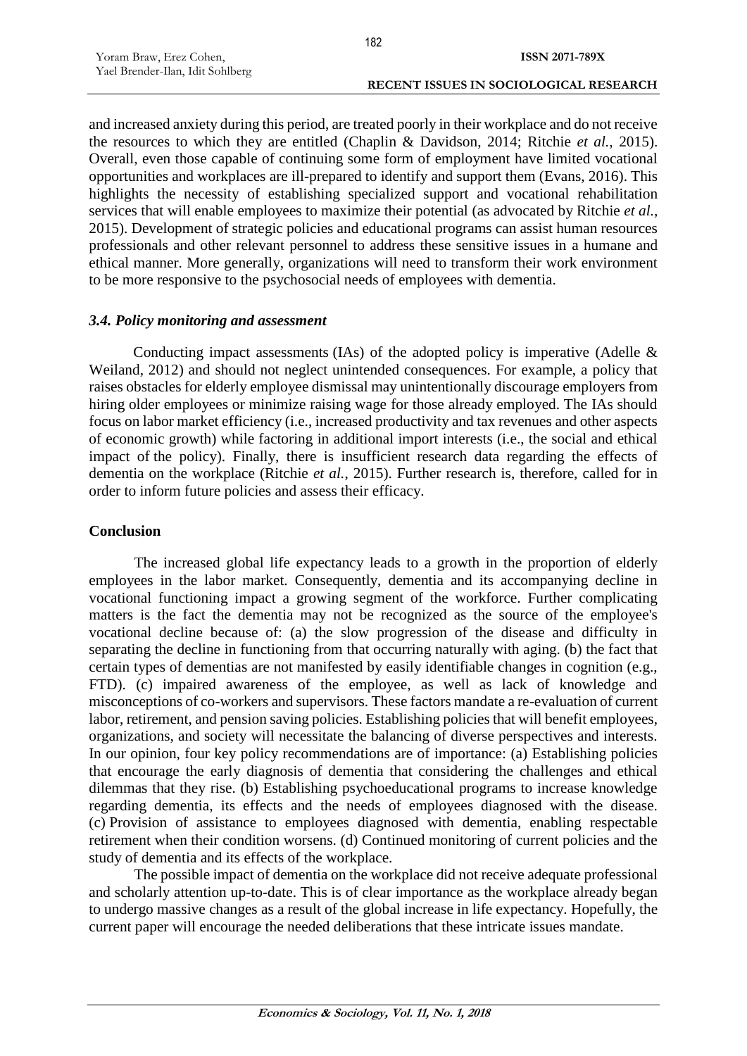and increased anxiety during this period, are treated poorly in their workplace and do not receive the resources to which they are entitled (Chaplin & Davidson, 2014; Ritchie *et al.*, 2015). Overall, even those capable of continuing some form of employment have limited vocational opportunities and workplaces are ill-prepared to identify and support them (Evans, 2016). This highlights the necessity of establishing specialized support and vocational rehabilitation services that will enable employees to maximize their potential (as advocated by Ritchie *et al.*, 2015). Development of strategic policies and educational programs can assist human resources professionals and other relevant personnel to address these sensitive issues in a humane and ethical manner. More generally, organizations will need to transform their work environment to be more responsive to the psychosocial needs of employees with dementia.

### *3.4. Policy monitoring and assessment*

Conducting impact assessments (IAs) of the adopted policy is imperative (Adelle & Weiland, 2012) and should not neglect unintended consequences. For example, a policy that raises obstacles for elderly employee dismissal may unintentionally discourage employers from hiring older employees or minimize raising wage for those already employed. The IAs should focus on labor market efficiency (i.e., increased productivity and tax revenues and other aspects of economic growth) while factoring in additional import interests (i.e., the social and ethical impact of the policy). Finally, there is insufficient research data regarding the effects of dementia on the workplace (Ritchie *et al.*, 2015). Further research is, therefore, called for in order to inform future policies and assess their efficacy.

## Conclusion

The increased global life expectancy leads to a growth in the proportion of elderly employees in the labor market. Consequently, dementia and its accompanying decline in vocational functioning impact a growing segment of the workforce. Further complicating matters is the fact the dementia may not be recognized as the source of the employee's vocational decline because of: (a) the slow progression of the disease and difficulty in separating the decline in functioning from that occurring naturally with aging. (b) the fact that certain types of dementias are not manifested by easily identifiable changes in cognition (e.g., FTD). (c) impaired awareness of the employee, as well as lack of knowledge and misconceptions of co-workers and supervisors. These factors mandate a re-evaluation of current labor, retirement, and pension saving policies. Establishing policies that will benefit employees, organizations, and society will necessitate the balancing of diverse perspectives and interests. In our opinion, four key policy recommendations are of importance: (a) Establishing policies that encourage the early diagnosis of dementia that considering the challenges and ethical dilemmas that they rise. (b) Establishing psychoeducational programs to increase knowledge regarding dementia, its effects and the needs of employees diagnosed with the disease. (c) Provision of assistance to employees diagnosed with dementia, enabling respectable retirement when their condition worsens. (d) Continued monitoring of current policies and the study of dementia and its effects of the workplace.

The possible impact of dementia on the workplace did not receive adequate professional and scholarly attention up-to-date. This is of clear importance as the workplace already began to undergo massive changes as a result of the global increase in life expectancy. Hopefully, the current paper will encourage the needed deliberations that these intricate issues mandate.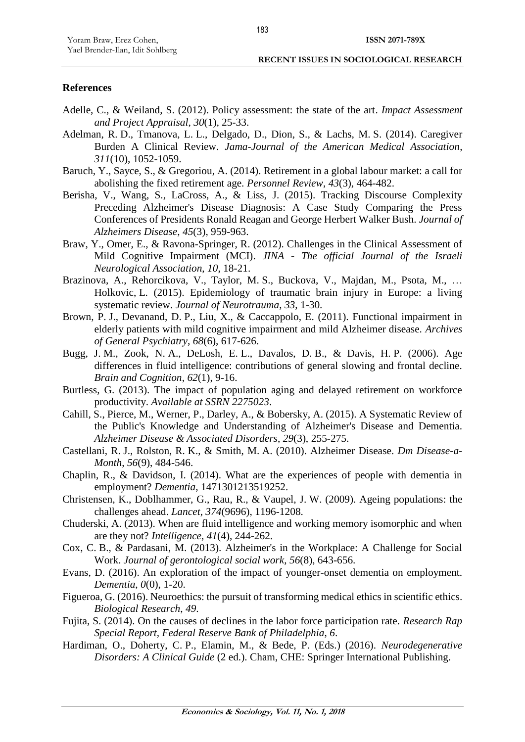## References

Adelle, C., & Weiland, S. (2012). Policy assessment: the state of the art. *Impact Assessment and Project Appraisal*, *30*(1), 25-33.

Adelman, R. D., Tmanova, L. L., Delgado, D., Dion, S., & Lachs, M. S. (2014). Caregiver Burden A Clinical Review. *Jama-Journal of the American Medical Association*, *311*(10), 1052-1059.

Baruch, Y., Sayce, S., & Gregoriou, A. (2014). Retirement in a global labour market: a call for abolishing the fixed retirement age. *Personnel Review*, *43*(3), 464-482.

Berisha, V., Wang, S., LaCross, A., & Liss, J. (2015). Tracking Discourse Complexity Preceding Alzheimer's Disease Diagnosis: A Case Study Comparing the Press Conferences of Presidents Ronald Reagan and George Herbert Walker Bush. *Journal of Alzheimers Disease*, *45*(3), 959-963.

Braw, Y., Omer, E., & Ravona-Springer, R. (2012). Challenges in the Clinical Assessment of Mild Cognitive Impairment (MCI). *JINA - The official Journal of the Israeli Neurological Association*, *10*, 18-21.

Brazinova, A., Rehorcikova, V., Taylor, M. S., Buckova, V., Majdan, M., Psota, M., … Holkovic, L. (2015). Epidemiology of traumatic brain injury in Europe: a living systematic review. *Journal of Neurotrauma*, *33*, 1-30.

Brown, P. J., Devanand, D. P., Liu, X., & Caccappolo, E. (2011). Functional impairment in elderly patients with mild cognitive impairment and mild Alzheimer disease. *Archives of General Psychiatry*, *68*(6), 617-626.

Bugg, J. M., Zook, N. A., DeLosh, E. L., Davalos, D. B., & Davis, H. P. (2006). Age differences in fluid intelligence: contributions of general slowing and frontal decline. *Brain and Cognition*, *62*(1), 9-16.

Burtless, G. (2013). The impact of population aging and delayed retirement on workforce productivity. *Available at SSRN 2275023*.

Cahill, S., Pierce, M., Werner, P., Darley, A., & Bobersky, A. (2015). A Systematic Review of the Public's Knowledge and Understanding of Alzheimer's Disease and Dementia. *Alzheimer Disease & Associated Disorders*, *29*(3), 255-275.

Castellani, R. J., Rolston, R. K., & Smith, M. A. (2010). Alzheimer Disease. *Dm Disease-a-Month*, *56*(9), 484-546.

Chaplin, R., & Davidson, I. (2014). What are the experiences of people with dementia in employment? *Dementia*, 1471301213519252.

Christensen, K., Doblhammer, G., Rau, R., & Vaupel, J. W. (2009). Ageing populations: the challenges ahead. *Lancet*, *374*(9696), 1196-1208.

Chuderski, A. (2013). When are fluid intelligence and working memory isomorphic and when are they not? *Intelligence*, *41*(4), 244-262.

Cox, C. B., & Pardasani, M. (2013). Alzheimer's in the Workplace: A Challenge for Social Work. *Journal of gerontological social work*, *56*(8), 643-656.

Evans, D. (2016). An exploration of the impact of younger-onset dementia on employment. *Dementia*, *0*(0), 1-20.

Figueroa, G. (2016). Neuroethics: the pursuit of transforming medical ethics in scientific ethics. *Biological Research*, *49*.

Fujita, S. (2014). On the causes of declines in the labor force participation rate. *Research Rap Special Report, Federal Reserve Bank of Philadelphia*, *6*.

Hardiman, O., Doherty, C. P., Elamin, M., & Bede, P. (Eds.) (2016). *Neurodegenerative Disorders: A Clinical Guide* (2 ed.). Cham, CHE: Springer International Publishing.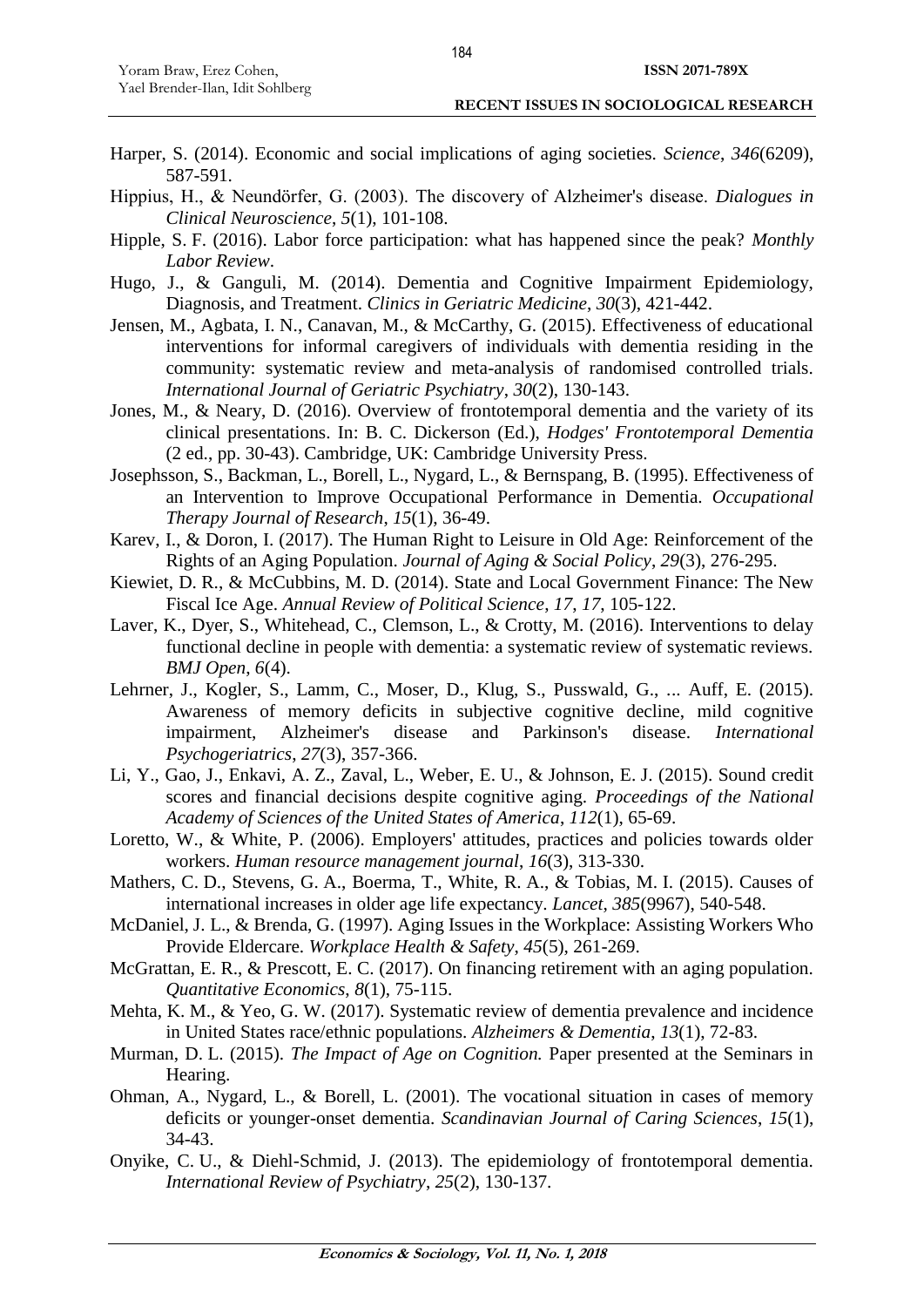Harper, S. (2014). Economic and social implications of aging societies. *Science*, *346*(6209), 587-591.

Hippius, H., & Neundörfer, G. (2003). The discovery of Alzheimer's disease. *Dialogues in Clinical Neuroscience*, *5*(1), 101-108.

Hipple, S. F. (2016). Labor force participation: what has happened since the peak? *Monthly Labor Review*.

Hugo, J., & Ganguli, M. (2014). Dementia and Cognitive Impairment Epidemiology, Diagnosis, and Treatment. *Clinics in Geriatric Medicine*, *30*(3), 421-442.

Jensen, M., Agbata, I. N., Canavan, M., & McCarthy, G. (2015). Effectiveness of educational interventions for informal caregivers of individuals with dementia residing in the community: systematic review and meta-analysis of randomised controlled trials. *International Journal of Geriatric Psychiatry*, *30*(2), 130-143.

Jones, M., & Neary, D. (2016). Overview of frontotemporal dementia and the variety of its clinical presentations. In: B. C. Dickerson (Ed.), *Hodges' Frontotemporal Dementia* (2 ed., pp. 30-43). Cambridge, UK: Cambridge University Press.

Josephsson, S., Backman, L., Borell, L., Nygard, L., & Bernspang, B. (1995). Effectiveness of an Intervention to Improve Occupational Performance in Dementia. *Occupational Therapy Journal of Research*, *15*(1), 36-49.

Karev, I., & Doron, I. (2017). The Human Right to Leisure in Old Age: Reinforcement of the Rights of an Aging Population. *Journal of Aging & Social Policy*, *29*(3), 276-295.

Kiewiet, D. R., & McCubbins, M. D. (2014). State and Local Government Finance: The New Fiscal Ice Age. *Annual Review of Political Science*, *17*, *17*, 105-122.

Laver, K., Dyer, S., Whitehead, C., Clemson, L., & Crotty, M. (2016). Interventions to delay functional decline in people with dementia: a systematic review of systematic reviews. *BMJ Open*, *6*(4).

Lehrner, J., Kogler, S., Lamm, C., Moser, D., Klug, S., Pusswald, G., ... Auff, E. (2015). Awareness of memory deficits in subjective cognitive decline, mild cognitive impairment, Alzheimer's disease and Parkinson's disease. *International Psychogeriatrics*, *27*(3), 357-366.

Li, Y., Gao, J., Enkavi, A. Z., Zaval, L., Weber, E. U., & Johnson, E. J. (2015). Sound credit scores and financial decisions despite cognitive aging. *Proceedings of the National Academy of Sciences of the United States of America*, *112*(1), 65-69.

Loretto, W., & White, P. (2006). Employers' attitudes, practices and policies towards older workers. *Human resource management journal*, *16*(3), 313-330.

Mathers, C. D., Stevens, G. A., Boerma, T., White, R. A., & Tobias, M. I. (2015). Causes of international increases in older age life expectancy. *Lancet*, *385*(9967), 540-548.

McDaniel, J. L., & Brenda, G. (1997). Aging Issues in the Workplace: Assisting Workers Who Provide Eldercare. *Workplace Health & Safety*, *45*(5), 261-269.

McGrattan, E. R., & Prescott, E. C. (2017). On financing retirement with an aging population. *Quantitative Economics*, *8*(1), 75-115.

Mehta, K. M., & Yeo, G. W. (2017). Systematic review of dementia prevalence and incidence in United States race/ethnic populations. *Alzheimers & Dementia*, *13*(1), 72-83.

Murman, D. L. (2015). *The Impact of Age on Cognition.* Paper presented at the Seminars in Hearing.

Ohman, A., Nygard, L., & Borell, L. (2001). The vocational situation in cases of memory deficits or younger-onset dementia. *Scandinavian Journal of Caring Sciences*, *15*(1), 34-43.

Onyike, C. U., & Diehl-Schmid, J. (2013). The epidemiology of frontotemporal dementia. *International Review of Psychiatry*, *25*(2), 130-137.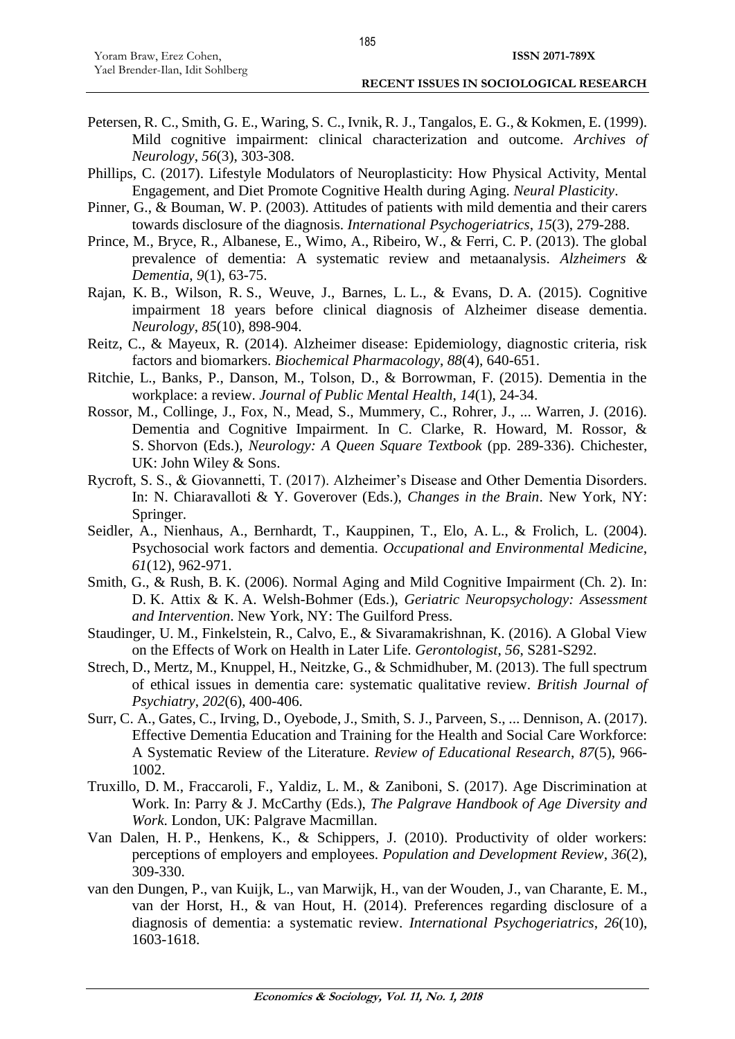Petersen, R. C., Smith, G. E., Waring, S. C., Ivnik, R. J., Tangalos, E. G., & Kokmen, E. (1999). Mild cognitive impairment: clinical characterization and outcome. *Archives of Neurology*, *56*(3), 303-308.

Phillips, C. (2017). Lifestyle Modulators of Neuroplasticity: How Physical Activity, Mental Engagement, and Diet Promote Cognitive Health during Aging. *Neural Plasticity*.

Pinner, G., & Bouman, W. P. (2003). Attitudes of patients with mild dementia and their carers towards disclosure of the diagnosis. *International Psychogeriatrics*, *15*(3), 279-288.

Prince, M., Bryce, R., Albanese, E., Wimo, A., Ribeiro, W., & Ferri, C. P. (2013). The global prevalence of dementia: A systematic review and metaanalysis. *Alzheimers & Dementia*, *9*(1), 63-75.

Rajan, K. B., Wilson, R. S., Weuve, J., Barnes, L. L., & Evans, D. A. (2015). Cognitive impairment 18 years before clinical diagnosis of Alzheimer disease dementia. *Neurology*, *85*(10), 898-904.

Reitz, C., & Mayeux, R. (2014). Alzheimer disease: Epidemiology, diagnostic criteria, risk factors and biomarkers. *Biochemical Pharmacology*, *88*(4), 640-651.

Ritchie, L., Banks, P., Danson, M., Tolson, D., & Borrowman, F. (2015). Dementia in the workplace: a review. *Journal of Public Mental Health*, *14*(1), 24-34.

Rossor, M., Collinge, J., Fox, N., Mead, S., Mummery, C., Rohrer, J., ... Warren, J. (2016). Dementia and Cognitive Impairment. In C. Clarke, R. Howard, M. Rossor, & S. Shorvon (Eds.), *Neurology: A Queen Square Textbook* (pp. 289-336). Chichester, UK: John Wiley & Sons.

Rycroft, S. S., & Giovannetti, T. (2017). Alzheimer's Disease and Other Dementia Disorders. In: N. Chiaravalloti & Y. Goverover (Eds.), *Changes in the Brain*. New York, NY: Springer.

Seidler, A., Nienhaus, A., Bernhardt, T., Kauppinen, T., Elo, A. L., & Frolich, L. (2004). Psychosocial work factors and dementia. *Occupational and Environmental Medicine*, *61*(12), 962-971.

Smith, G., & Rush, B. K. (2006). Normal Aging and Mild Cognitive Impairment (Ch. 2). In: D. K. Attix & K. A. Welsh-Bohmer (Eds.), *Geriatric Neuropsychology: Assessment and Intervention*. New York, NY: The Guilford Press.

Staudinger, U. M., Finkelstein, R., Calvo, E., & Sivaramakrishnan, K. (2016). A Global View on the Effects of Work on Health in Later Life. *Gerontologist*, *56*, S281-S292.

Strech, D., Mertz, M., Knuppel, H., Neitzke, G., & Schmidhuber, M. (2013). The full spectrum of ethical issues in dementia care: systematic qualitative review. *British Journal of Psychiatry*, *202*(6), 400-406.

Surr, C. A., Gates, C., Irving, D., Oyebode, J., Smith, S. J., Parveen, S., ... Dennison, A. (2017). Effective Dementia Education and Training for the Health and Social Care Workforce: A Systematic Review of the Literature. *Review of Educational Research*, *87*(5), 966-1002.

Truxillo, D. M., Fraccaroli, F., Yaldiz, L. M., & Zaniboni, S. (2017). Age Discrimination at Work. In: Parry & J. McCarthy (Eds.), *The Palgrave Handbook of Age Diversity and Work*. London, UK: Palgrave Macmillan.

Van Dalen, H. P., Henkens, K., & Schippers, J. (2010). Productivity of older workers: perceptions of employers and employees. *Population and Development Review*, *36*(2), 309-330.

van den Dungen, P., van Kuijk, L., van Marwijk, H., van der Wouden, J., van Charante, E. M., van der Horst, H., & van Hout, H. (2014). Preferences regarding disclosure of a diagnosis of dementia: a systematic review. *International Psychogeriatrics*, *26*(10), 1603-1618.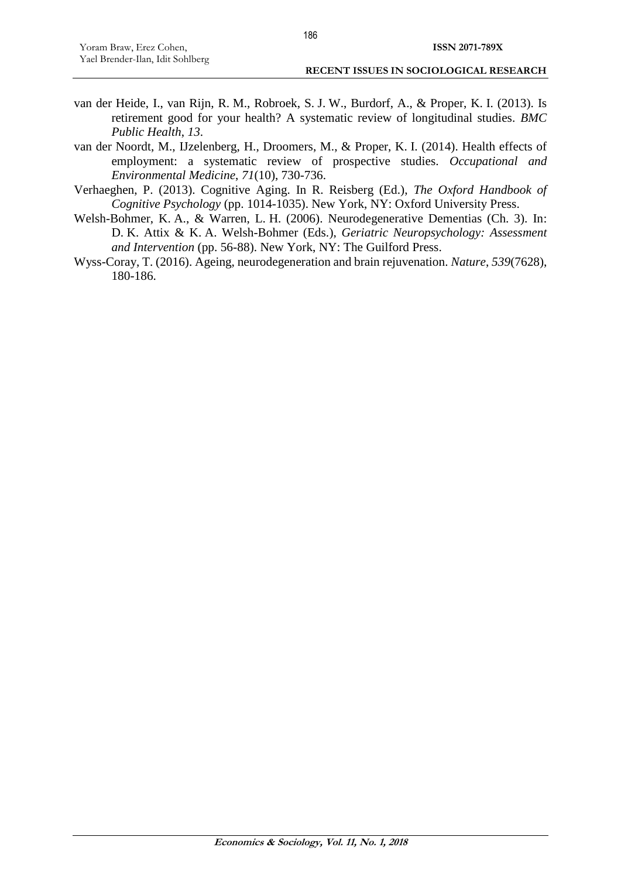van der Heide, I., van Rijn, R. M., Robroek, S. J. W., Burdorf, A., & Proper, K. I. (2013). Is retirement good for your health? A systematic review of longitudinal studies. *BMC Public Health*, *13*.

van der Noordt, M., IJzelenberg, H., Droomers, M., & Proper, K. I. (2014). Health effects of employment: a systematic review of prospective studies. *Occupational and Environmental Medicine*, *71*(10), 730-736.

Verhaeghen, P. (2013). Cognitive Aging. In R. Reisberg (Ed.), *The Oxford Handbook of Cognitive Psychology* (pp. 1014-1035). New York, NY: Oxford University Press.

Welsh-Bohmer, K. A., & Warren, L. H. (2006). Neurodegenerative Dementias (Ch. 3). In: D. K. Attix & K. A. Welsh-Bohmer (Eds.), *Geriatric Neuropsychology: Assessment and Intervention* (pp. 56-88). New York, NY: The Guilford Press.

Wyss-Coray, T. (2016). Ageing, neurodegeneration and brain rejuvenation. *Nature*, *539*(7628), 180-186.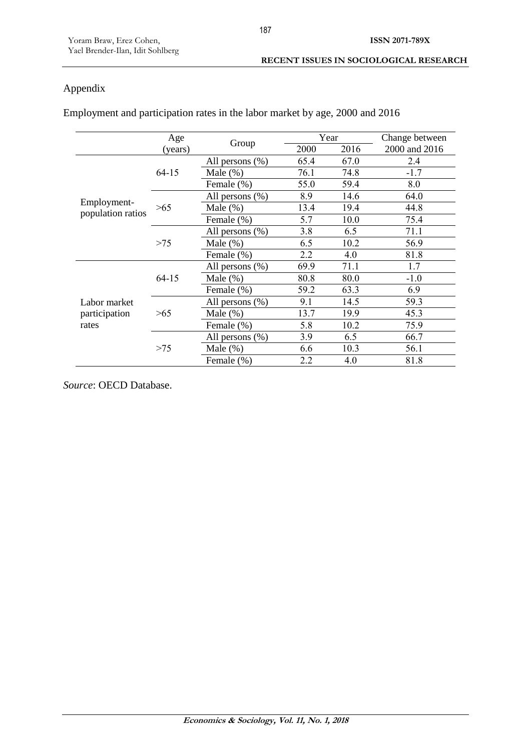Appendix

Employment and participation rates in the labor market by age, 2000 and 2016

| | Age (years) | Group | Year | | Change between 2000 and 2016 |
|---|---|---|---|---|---|
| | | | 2000 | 2016 | |
| Employment-population ratios | 64-15 | All persons (%) | 65.4 | 67.0 | 2.4 |
| | | Male (%) | 76.1 | 74.8 | -1.7 |
| | | Female (%) | 55.0 | 59.4 | 8.0 |
| | >65 | All persons (%) | 8.9 | 14.6 | 64.0 |
| | | Male (%) | 13.4 | 19.4 | 44.8 |
| | | Female (%) | 5.7 | 10.0 | 75.4 |
| | >75 | All persons (%) | 3.8 | 6.5 | 71.1 |
| | | Male (%) | 6.5 | 10.2 | 56.9 |
| | | Female (%) | 2.2 | 4.0 | 81.8 |
| Labor market participation rates | 64-15 | All persons (%) | 69.9 | 71.1 | 1.7 |
| | | Male (%) | 80.8 | 80.0 | -1.0 |
| | | Female (%) | 59.2 | 63.3 | 6.9 |
| | >65 | All persons (%) | 9.1 | 14.5 | 59.3 |
| | | Male (%) | 13.7 | 19.9 | 45.3 |
| | | Female (%) | 5.8 | 10.2 | 75.9 |
| | >75 | All persons (%) | 3.9 | 6.5 | 66.7 |
| | | Male (%) | 6.6 | 10.3 | 56.1 |
| | | Female (%) | 2.2 | 4.0 | 81.8 |

*Source*: OECD Database.